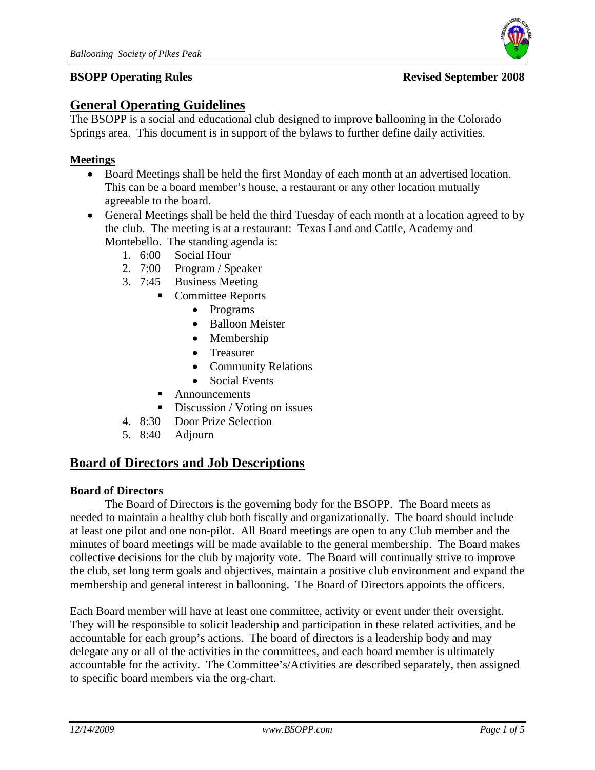**BSOPP Operating Rules** **Revised September 2008**

## General Operating Guidelines

The BSOPP is a social and educational club designed to improve ballooning in the Colorado Springs area. This document is in support of the bylaws to further define daily activities.

### Meetings

- Board Meetings shall be held the first Monday of each month at an advertised location. This can be a board member's house, a restaurant or any other location mutually agreeable to the board.
- General Meetings shall be held the third Tuesday of each month at a location agreed to by the club. The meeting is at a restaurant: Texas Land and Cattle, Academy and Montebello. The standing agenda is:
    1. 6:00 Social Hour
    2. 7:00 Program / Speaker
    3. 7:45 Business Meeting
        - Committee Reports
            - Programs
            - Balloon Meister
            - Membership
            - Treasurer
            - Community Relations
            - Social Events
        - Announcements
        - Discussion / Voting on issues
    4. 8:30 Door Prize Selection
    5. 8:40 Adjourn

## Board of Directors and Job Descriptions

### Board of Directors

The Board of Directors is the governing body for the BSOPP. The Board meets as needed to maintain a healthy club both fiscally and organizationally. The board should include at least one pilot and one non-pilot. All Board meetings are open to any Club member and the minutes of board meetings will be made available to the general membership. The Board makes collective decisions for the club by majority vote. The Board will continually strive to improve the club, set long term goals and objectives, maintain a positive club environment and expand the membership and general interest in ballooning. The Board of Directors appoints the officers.

Each Board member will have at least one committee, activity or event under their oversight. They will be responsible to solicit leadership and participation in these related activities, and be accountable for each group's actions. The board of directors is a leadership body and may delegate any or all of the activities in the committees, and each board member is ultimately accountable for the activity. The Committee's/Activities are described separately, then assigned to specific board members via the org-chart.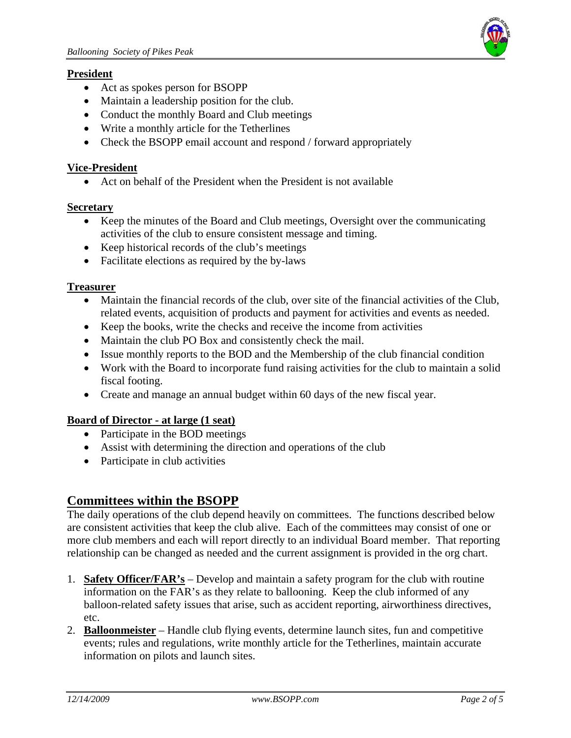**President**

- Act as spokes person for BSOPP
- Maintain a leadership position for the club.
- Conduct the monthly Board and Club meetings
- Write a monthly article for the Tetherlines
- Check the BSOPP email account and respond / forward appropriately

**Vice-President**

- Act on behalf of the President when the President is not available

**Secretary**

- Keep the minutes of the Board and Club meetings, Oversight over the communicating activities of the club to ensure consistent message and timing.
- Keep historical records of the club's meetings
- Facilitate elections as required by the by-laws

**Treasurer**

- Maintain the financial records of the club, over site of the financial activities of the Club, related events, acquisition of products and payment for activities and events as needed.
- Keep the books, write the checks and receive the income from activities
- Maintain the club PO Box and consistently check the mail.
- Issue monthly reports to the BOD and the Membership of the club financial condition
- Work with the Board to incorporate fund raising activities for the club to maintain a solid fiscal footing.
- Create and manage an annual budget within 60 days of the new fiscal year.

**Board of Director - at large (1 seat)**

- Participate in the BOD meetings
- Assist with determining the direction and operations of the club
- Participate in club activities

## Committees within the BSOPP

The daily operations of the club depend heavily on committees. The functions described below are consistent activities that keep the club alive. Each of the committees may consist of one or more club members and each will report directly to an individual Board member. That reporting relationship can be changed as needed and the current assignment is provided in the org chart.

1. **Safety Officer/FAR's** – Develop and maintain a safety program for the club with routine information on the FAR's as they relate to ballooning. Keep the club informed of any balloon-related safety issues that arise, such as accident reporting, airworthiness directives, etc.
2. **Balloonmeister** – Handle club flying events, determine launch sites, fun and competitive events; rules and regulations, write monthly article for the Tetherlines, maintain accurate information on pilots and launch sites.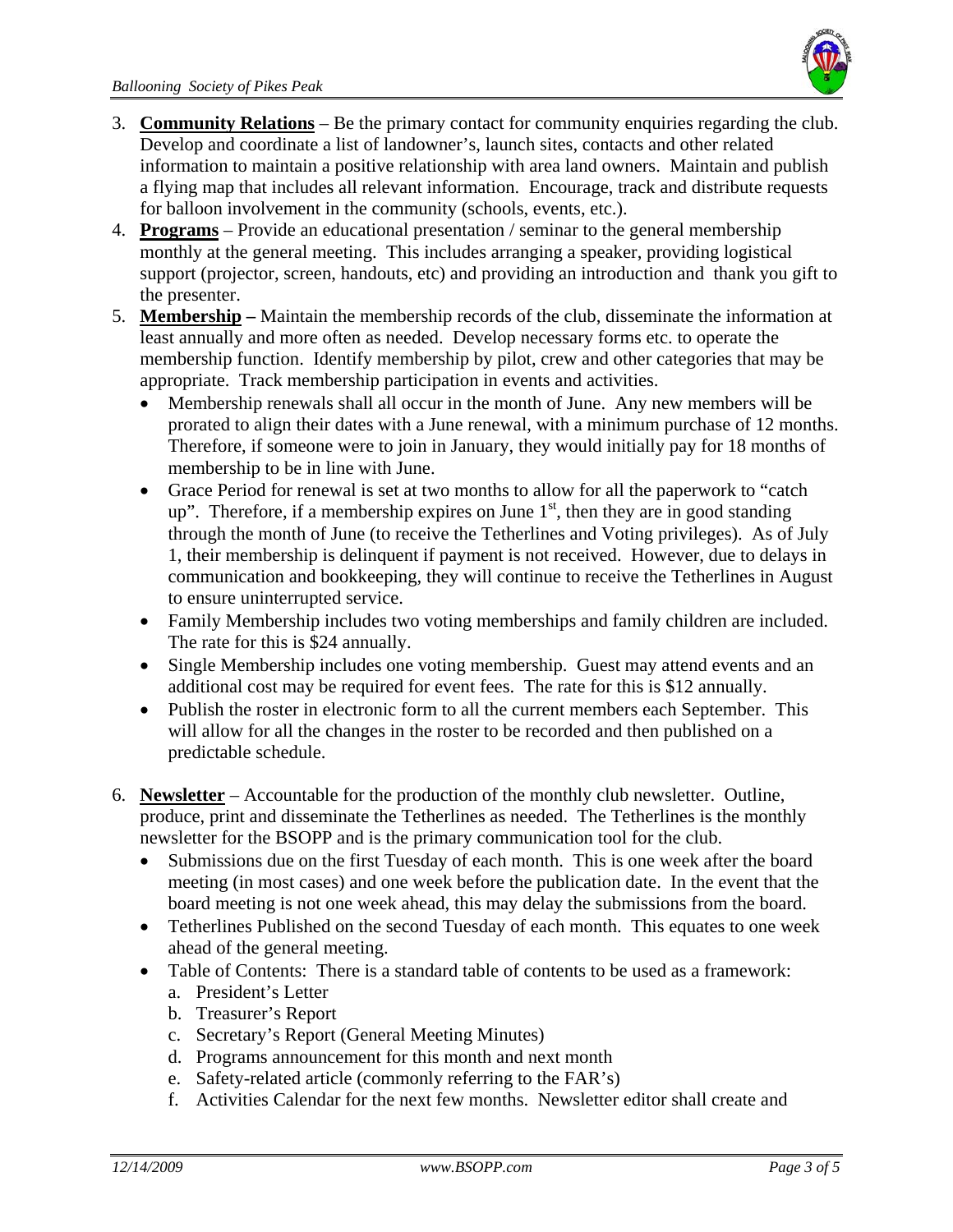3. **Community Relations** – Be the primary contact for community enquiries regarding the club. Develop and coordinate a list of landowner's, launch sites, contacts and other related information to maintain a positive relationship with area land owners. Maintain and publish a flying map that includes all relevant information. Encourage, track and distribute requests for balloon involvement in the community (schools, events, etc.).
4. **Programs** – Provide an educational presentation / seminar to the general membership monthly at the general meeting. This includes arranging a speaker, providing logistical support (projector, screen, handouts, etc) and providing an introduction and thank you gift to the presenter.
5. **Membership –** Maintain the membership records of the club, disseminate the information at least annually and more often as needed. Develop necessary forms etc. to operate the membership function. Identify membership by pilot, crew and other categories that may be appropriate. Track membership participation in events and activities.
   - Membership renewals shall all occur in the month of June. Any new members will be prorated to align their dates with a June renewal, with a minimum purchase of 12 months. Therefore, if someone were to join in January, they would initially pay for 18 months of membership to be in line with June.
   - Grace Period for renewal is set at two months to allow for all the paperwork to "catch up". Therefore, if a membership expires on June 1st, then they are in good standing through the month of June (to receive the Tetherlines and Voting privileges). As of July 1, their membership is delinquent if payment is not received. However, due to delays in communication and bookkeeping, they will continue to receive the Tetherlines in August to ensure uninterrupted service.
   - Family Membership includes two voting memberships and family children are included. The rate for this is $24 annually.
   - Single Membership includes one voting membership. Guest may attend events and an additional cost may be required for event fees. The rate for this is $12 annually.
   - Publish the roster in electronic form to all the current members each September. This will allow for all the changes in the roster to be recorded and then published on a predictable schedule.

6. **Newsletter** – Accountable for the production of the monthly club newsletter. Outline, produce, print and disseminate the Tetherlines as needed. The Tetherlines is the monthly newsletter for the BSOPP and is the primary communication tool for the club.
   - Submissions due on the first Tuesday of each month. This is one week after the board meeting (in most cases) and one week before the publication date. In the event that the board meeting is not one week ahead, this may delay the submissions from the board.
   - Tetherlines Published on the second Tuesday of each month. This equates to one week ahead of the general meeting.
   - Table of Contents: There is a standard table of contents to be used as a framework:
     a. President's Letter
     b. Treasurer's Report
     c. Secretary's Report (General Meeting Minutes)
     d. Programs announcement for this month and next month
     e. Safety-related article (commonly referring to the FAR's)
     f. Activities Calendar for the next few months. Newsletter editor shall create and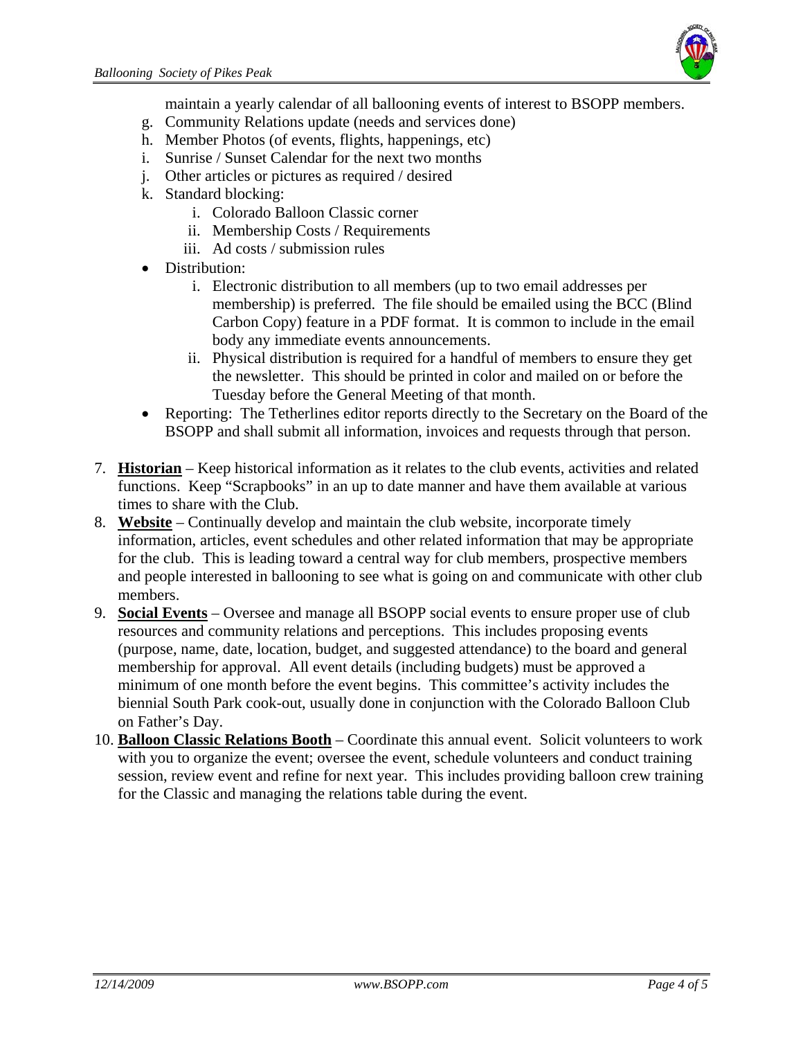maintain a yearly calendar of all ballooning events of interest to BSOPP members.

g. Community Relations update (needs and services done)
h. Member Photos (of events, flights, happenings, etc)
i. Sunrise / Sunset Calendar for the next two months
j. Other articles or pictures as required / desired
k. Standard blocking:
    i. Colorado Balloon Classic corner
    ii. Membership Costs / Requirements
    iii. Ad costs / submission rules

- Distribution:
    i. Electronic distribution to all members (up to two email addresses per membership) is preferred. The file should be emailed using the BCC (Blind Carbon Copy) feature in a PDF format. It is common to include in the email body any immediate events announcements.
    ii. Physical distribution is required for a handful of members to ensure they get the newsletter. This should be printed in color and mailed on or before the Tuesday before the General Meeting of that month.
- Reporting: The Tetherlines editor reports directly to the Secretary on the Board of the BSOPP and shall submit all information, invoices and requests through that person.

7. **Historian** – Keep historical information as it relates to the club events, activities and related functions. Keep "Scrapbooks" in an up to date manner and have them available at various times to share with the Club.
8. **Website** – Continually develop and maintain the club website, incorporate timely information, articles, event schedules and other related information that may be appropriate for the club. This is leading toward a central way for club members, prospective members and people interested in ballooning to see what is going on and communicate with other club members.
9. **Social Events** – Oversee and manage all BSOPP social events to ensure proper use of club resources and community relations and perceptions. This includes proposing events (purpose, name, date, location, budget, and suggested attendance) to the board and general membership for approval. All event details (including budgets) must be approved a minimum of one month before the event begins. This committee's activity includes the biennial South Park cook-out, usually done in conjunction with the Colorado Balloon Club on Father's Day.
10. **Balloon Classic Relations Booth** – Coordinate this annual event. Solicit volunteers to work with you to organize the event; oversee the event, schedule volunteers and conduct training session, review event and refine for next year. This includes providing balloon crew training for the Classic and managing the relations table during the event.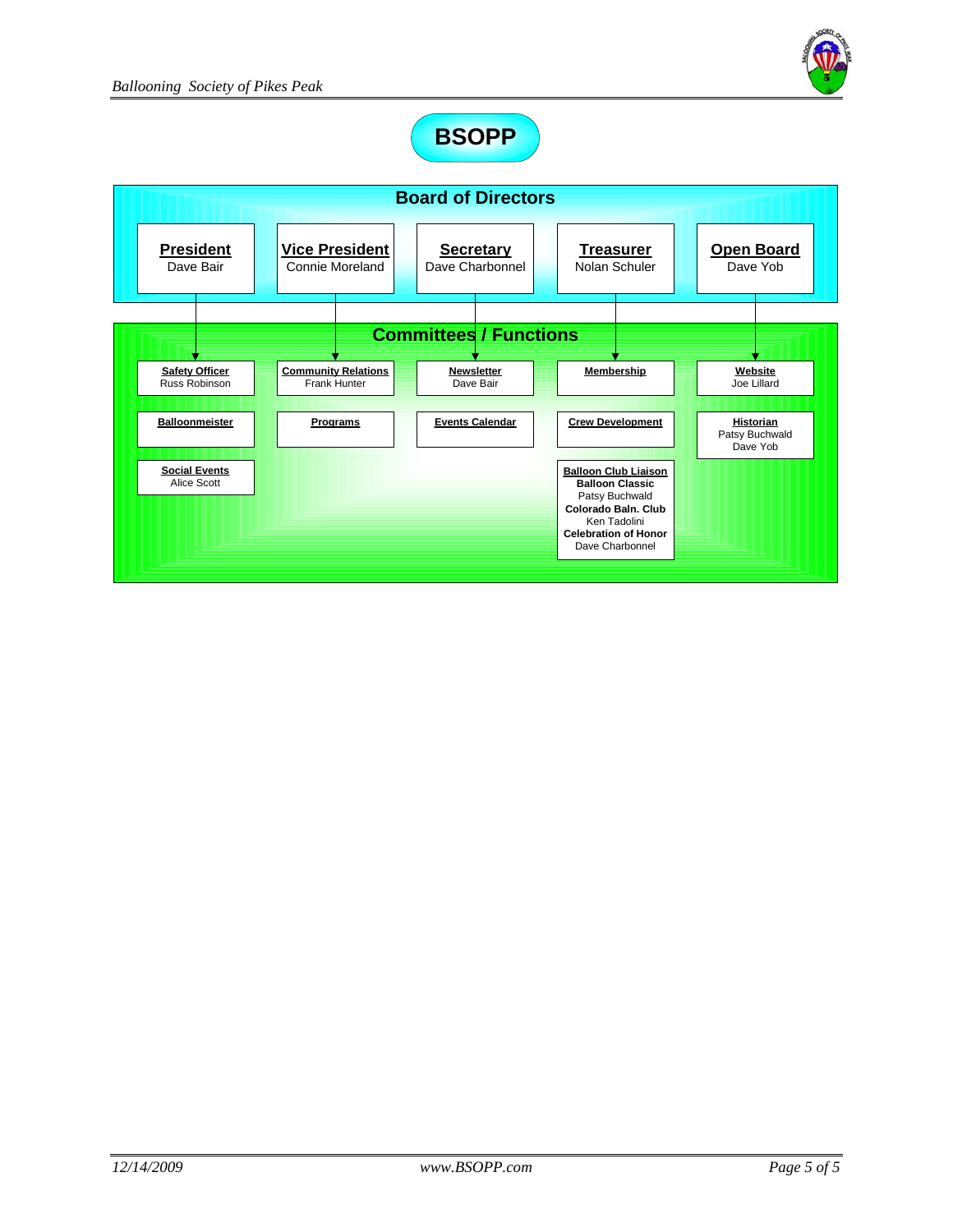# BSOPP

## Board of Directors

- **President** — Dave Bair
- **Vice President** — Connie Moreland
- **Secretary** — Dave Charbonnel
- **Treasurer** — Nolan Schuler
- **Open Board** — Dave Yob

## Committees / Functions

**Under President (Dave Bair):**
- **Safety Officer** — Russ Robinson
- **Balloonmeister**
- **Social Events** — Alice Scott

**Under Vice President (Connie Moreland):**
- **Community Relations** — Frank Hunter
- **Programs**

**Under Secretary (Dave Charbonnel):**
- **Newsletter** — Dave Bair
- **Events Calendar**

**Under Treasurer (Nolan Schuler):**
- **Membership**
- **Crew Development**
- **Balloon Club Liaison**
  - **Balloon Classic** — Patsy Buchwald
  - **Colorado Baln. Club** — Ken Tadolini
  - **Celebration of Honor** — Dave Charbonnel

**Under Open Board (Dave Yob):**
- **Website** — Joe Lillard
- **Historian** — Patsy Buchwald, Dave Yob